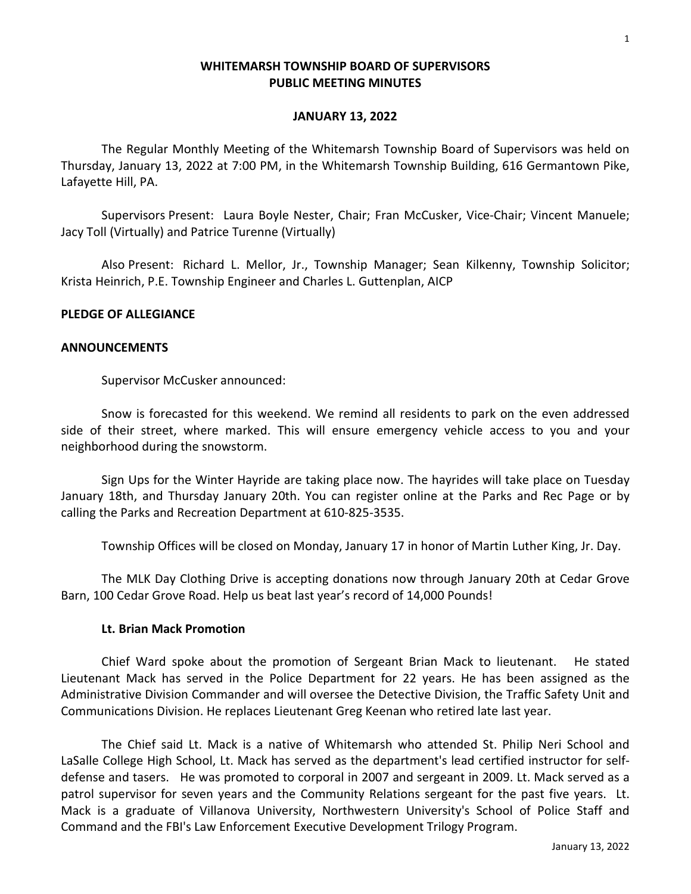# WHITEMARSH TOWNSHIP BOARD OF SUPERVISORS
# PUBLIC MEETING MINUTES

## JANUARY 13, 2022

The Regular Monthly Meeting of the Whitemarsh Township Board of Supervisors was held on Thursday, January 13, 2022 at 7:00 PM, in the Whitemarsh Township Building, 616 Germantown Pike, Lafayette Hill, PA.

Supervisors Present: Laura Boyle Nester, Chair; Fran McCusker, Vice-Chair; Vincent Manuele; Jacy Toll (Virtually) and Patrice Turenne (Virtually)

Also Present: Richard L. Mellor, Jr., Township Manager; Sean Kilkenny, Township Solicitor; Krista Heinrich, P.E. Township Engineer and Charles L. Guttenplan, AICP

### PLEDGE OF ALLEGIANCE

### ANNOUNCEMENTS

Supervisor McCusker announced:

Snow is forecasted for this weekend. We remind all residents to park on the even addressed side of their street, where marked. This will ensure emergency vehicle access to you and your neighborhood during the snowstorm.

Sign Ups for the Winter Hayride are taking place now. The hayrides will take place on Tuesday January 18th, and Thursday January 20th. You can register online at the Parks and Rec Page or by calling the Parks and Recreation Department at 610-825-3535.

Township Offices will be closed on Monday, January 17 in honor of Martin Luther King, Jr. Day.

The MLK Day Clothing Drive is accepting donations now through January 20th at Cedar Grove Barn, 100 Cedar Grove Road. Help us beat last year's record of 14,000 Pounds!

#### Lt. Brian Mack Promotion

Chief Ward spoke about the promotion of Sergeant Brian Mack to lieutenant. He stated Lieutenant Mack has served in the Police Department for 22 years. He has been assigned as the Administrative Division Commander and will oversee the Detective Division, the Traffic Safety Unit and Communications Division. He replaces Lieutenant Greg Keenan who retired late last year.

The Chief said Lt. Mack is a native of Whitemarsh who attended St. Philip Neri School and LaSalle College High School, Lt. Mack has served as the department's lead certified instructor for self-defense and tasers. He was promoted to corporal in 2007 and sergeant in 2009. Lt. Mack served as a patrol supervisor for seven years and the Community Relations sergeant for the past five years. Lt. Mack is a graduate of Villanova University, Northwestern University's School of Police Staff and Command and the FBI's Law Enforcement Executive Development Trilogy Program.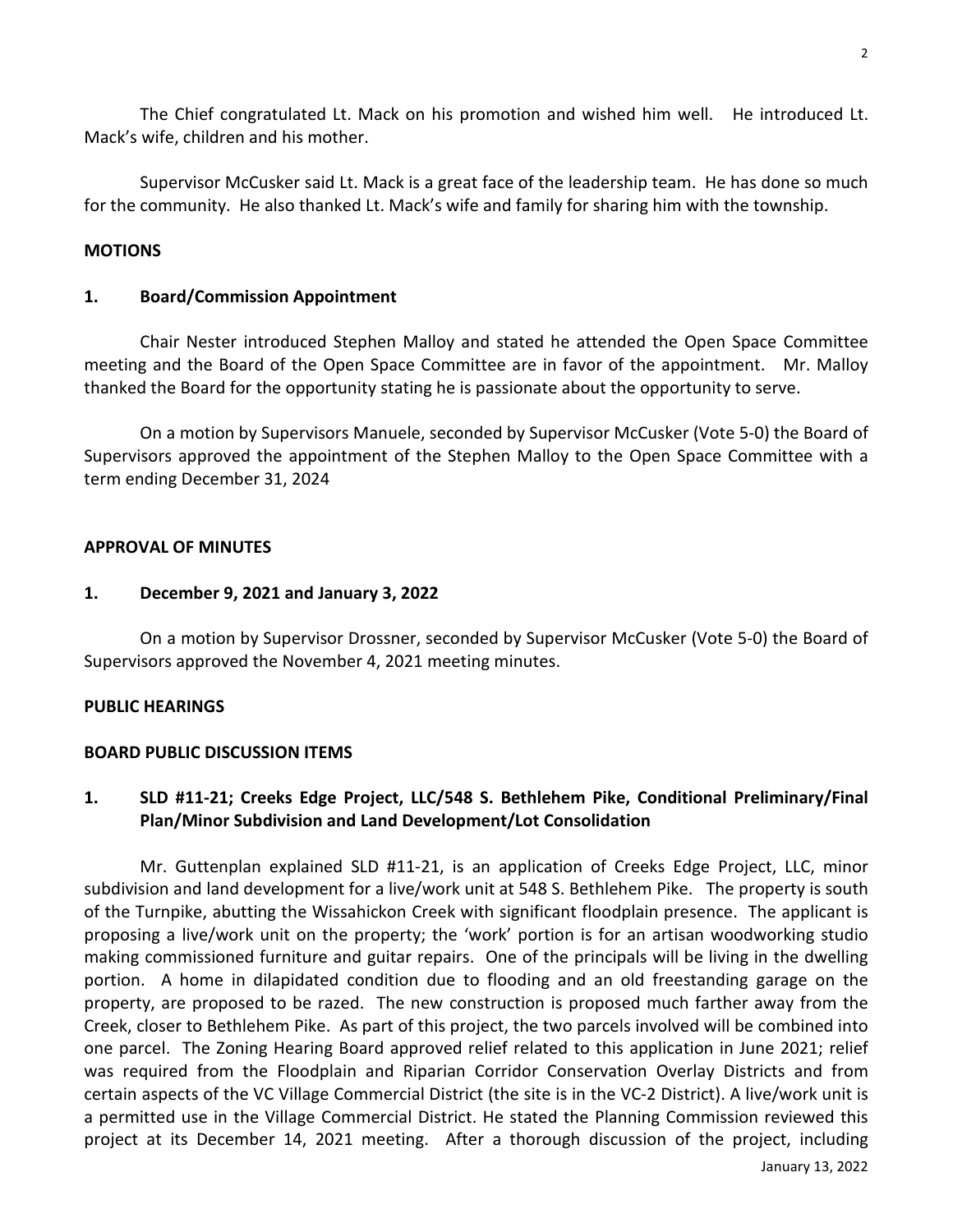The Chief congratulated Lt. Mack on his promotion and wished him well. He introduced Lt. Mack's wife, children and his mother.

Supervisor McCusker said Lt. Mack is a great face of the leadership team. He has done so much for the community. He also thanked Lt. Mack's wife and family for sharing him with the township.

**MOTIONS**

**1. Board/Commission Appointment**

Chair Nester introduced Stephen Malloy and stated he attended the Open Space Committee meeting and the Board of the Open Space Committee are in favor of the appointment. Mr. Malloy thanked the Board for the opportunity stating he is passionate about the opportunity to serve.

On a motion by Supervisors Manuele, seconded by Supervisor McCusker (Vote 5-0) the Board of Supervisors approved the appointment of the Stephen Malloy to the Open Space Committee with a term ending December 31, 2024

**APPROVAL OF MINUTES**

**1. December 9, 2021 and January 3, 2022**

On a motion by Supervisor Drossner, seconded by Supervisor McCusker (Vote 5-0) the Board of Supervisors approved the November 4, 2021 meeting minutes.

**PUBLIC HEARINGS**

**BOARD PUBLIC DISCUSSION ITEMS**

**1. SLD #11-21; Creeks Edge Project, LLC/548 S. Bethlehem Pike, Conditional Preliminary/Final Plan/Minor Subdivision and Land Development/Lot Consolidation**

Mr. Guttenplan explained SLD #11-21, is an application of Creeks Edge Project, LLC, minor subdivision and land development for a live/work unit at 548 S. Bethlehem Pike. The property is south of the Turnpike, abutting the Wissahickon Creek with significant floodplain presence. The applicant is proposing a live/work unit on the property; the 'work' portion is for an artisan woodworking studio making commissioned furniture and guitar repairs. One of the principals will be living in the dwelling portion. A home in dilapidated condition due to flooding and an old freestanding garage on the property, are proposed to be razed. The new construction is proposed much farther away from the Creek, closer to Bethlehem Pike. As part of this project, the two parcels involved will be combined into one parcel. The Zoning Hearing Board approved relief related to this application in June 2021; relief was required from the Floodplain and Riparian Corridor Conservation Overlay Districts and from certain aspects of the VC Village Commercial District (the site is in the VC-2 District). A live/work unit is a permitted use in the Village Commercial District. He stated the Planning Commission reviewed this project at its December 14, 2021 meeting. After a thorough discussion of the project, including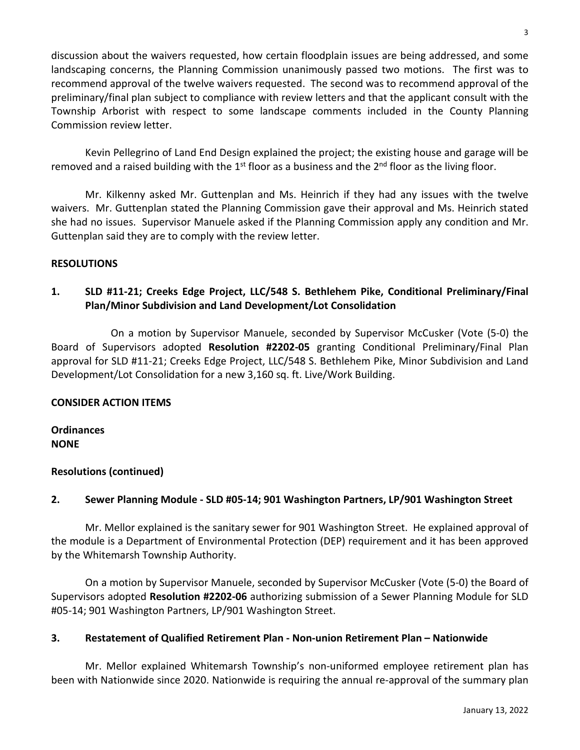discussion about the waivers requested, how certain floodplain issues are being addressed, and some landscaping concerns, the Planning Commission unanimously passed two motions. The first was to recommend approval of the twelve waivers requested. The second was to recommend approval of the preliminary/final plan subject to compliance with review letters and that the applicant consult with the Township Arborist with respect to some landscape comments included in the County Planning Commission review letter.

Kevin Pellegrino of Land End Design explained the project; the existing house and garage will be removed and a raised building with the 1st floor as a business and the 2nd floor as the living floor.

Mr. Kilkenny asked Mr. Guttenplan and Ms. Heinrich if they had any issues with the twelve waivers. Mr. Guttenplan stated the Planning Commission gave their approval and Ms. Heinrich stated she had no issues. Supervisor Manuele asked if the Planning Commission apply any condition and Mr. Guttenplan said they are to comply with the review letter.

**RESOLUTIONS**

**1. SLD #11-21; Creeks Edge Project, LLC/548 S. Bethlehem Pike, Conditional Preliminary/Final Plan/Minor Subdivision and Land Development/Lot Consolidation**

On a motion by Supervisor Manuele, seconded by Supervisor McCusker (Vote (5-0) the Board of Supervisors adopted **Resolution #2202-05** granting Conditional Preliminary/Final Plan approval for SLD #11-21; Creeks Edge Project, LLC/548 S. Bethlehem Pike, Minor Subdivision and Land Development/Lot Consolidation for a new 3,160 sq. ft. Live/Work Building.

**CONSIDER ACTION ITEMS**

**Ordinances**
**NONE**

**Resolutions (continued)**

**2. Sewer Planning Module - SLD #05-14; 901 Washington Partners, LP/901 Washington Street**

Mr. Mellor explained is the sanitary sewer for 901 Washington Street. He explained approval of the module is a Department of Environmental Protection (DEP) requirement and it has been approved by the Whitemarsh Township Authority.

On a motion by Supervisor Manuele, seconded by Supervisor McCusker (Vote (5-0) the Board of Supervisors adopted **Resolution #2202-06** authorizing submission of a Sewer Planning Module for SLD #05-14; 901 Washington Partners, LP/901 Washington Street.

**3. Restatement of Qualified Retirement Plan - Non-union Retirement Plan – Nationwide**

Mr. Mellor explained Whitemarsh Township's non-uniformed employee retirement plan has been with Nationwide since 2020. Nationwide is requiring the annual re-approval of the summary plan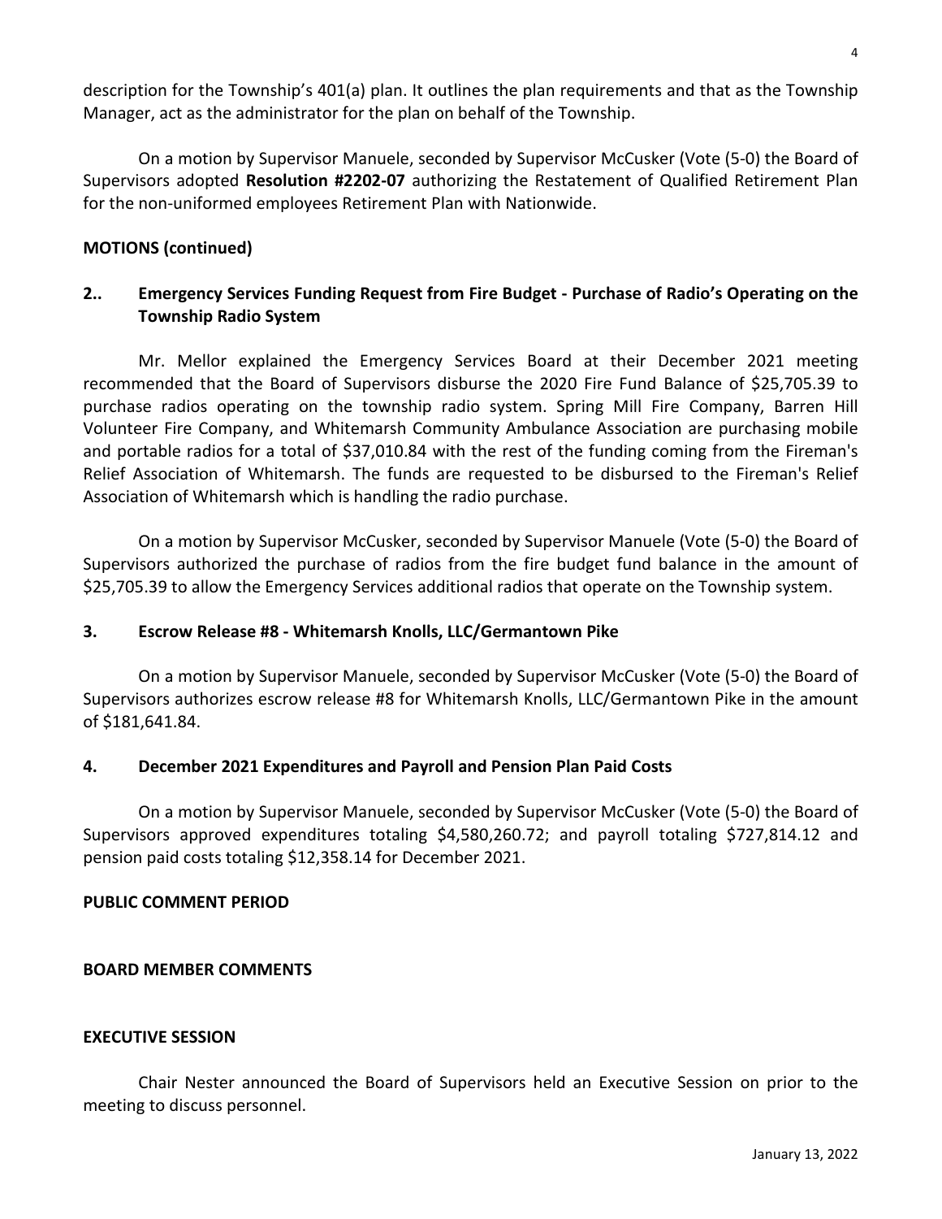description for the Township's 401(a) plan. It outlines the plan requirements and that as the Township Manager, act as the administrator for the plan on behalf of the Township.

On a motion by Supervisor Manuele, seconded by Supervisor McCusker (Vote (5-0) the Board of Supervisors adopted **Resolution #2202-07** authorizing the Restatement of Qualified Retirement Plan for the non-uniformed employees Retirement Plan with Nationwide.

**MOTIONS (continued)**

**2.. Emergency Services Funding Request from Fire Budget - Purchase of Radio's Operating on the Township Radio System**

Mr. Mellor explained the Emergency Services Board at their December 2021 meeting recommended that the Board of Supervisors disburse the 2020 Fire Fund Balance of $25,705.39 to purchase radios operating on the township radio system. Spring Mill Fire Company, Barren Hill Volunteer Fire Company, and Whitemarsh Community Ambulance Association are purchasing mobile and portable radios for a total of $37,010.84 with the rest of the funding coming from the Fireman's Relief Association of Whitemarsh. The funds are requested to be disbursed to the Fireman's Relief Association of Whitemarsh which is handling the radio purchase.

On a motion by Supervisor McCusker, seconded by Supervisor Manuele (Vote (5-0) the Board of Supervisors authorized the purchase of radios from the fire budget fund balance in the amount of $25,705.39 to allow the Emergency Services additional radios that operate on the Township system.

**3. Escrow Release #8 - Whitemarsh Knolls, LLC/Germantown Pike**

On a motion by Supervisor Manuele, seconded by Supervisor McCusker (Vote (5-0) the Board of Supervisors authorizes escrow release #8 for Whitemarsh Knolls, LLC/Germantown Pike in the amount of $181,641.84.

**4. December 2021 Expenditures and Payroll and Pension Plan Paid Costs**

On a motion by Supervisor Manuele, seconded by Supervisor McCusker (Vote (5-0) the Board of Supervisors approved expenditures totaling $4,580,260.72; and payroll totaling $727,814.12 and pension paid costs totaling $12,358.14 for December 2021.

**PUBLIC COMMENT PERIOD**

**BOARD MEMBER COMMENTS**

**EXECUTIVE SESSION**

Chair Nester announced the Board of Supervisors held an Executive Session on prior to the meeting to discuss personnel.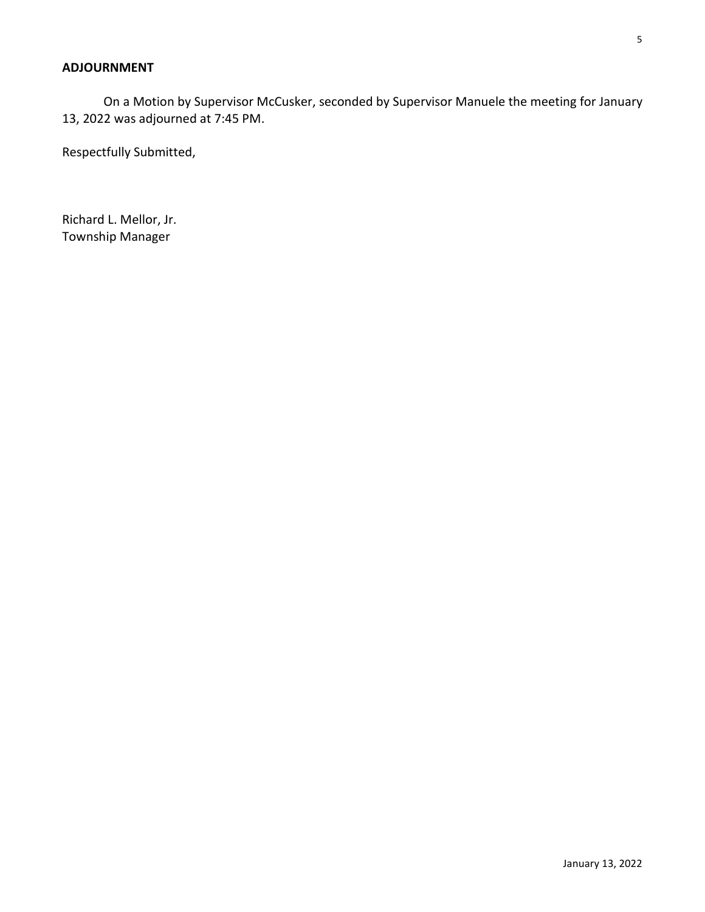## ADJOURNMENT

On a Motion by Supervisor McCusker, seconded by Supervisor Manuele the meeting for January 13, 2022 was adjourned at 7:45 PM.

Respectfully Submitted,

Richard L. Mellor, Jr.
Township Manager